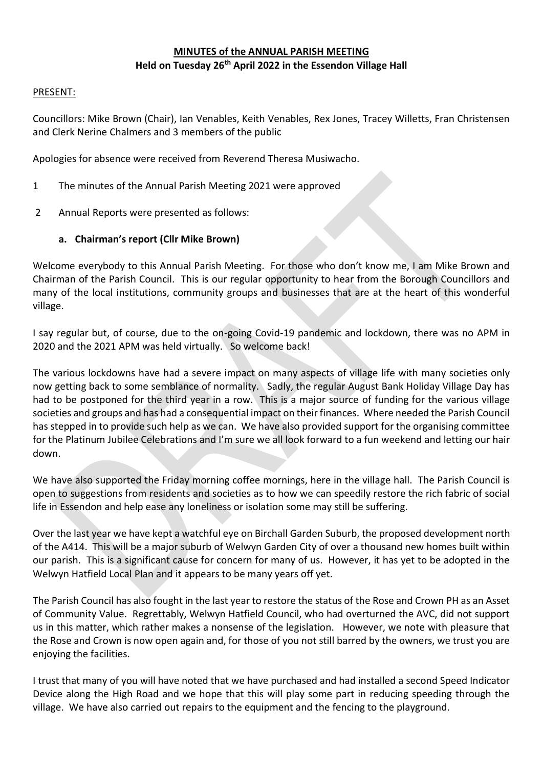# MINUTES of the ANNUAL PARISH MEETING

## Held on Tuesday 26th April 2022 in the Essendon Village Hall

PRESENT:

Councillors: Mike Brown (Chair), Ian Venables, Keith Venables, Rex Jones, Tracey Willetts, Fran Christensen and Clerk Nerine Chalmers and 3 members of the public

Apologies for absence were received from Reverend Theresa Musiwacho.

1 The minutes of the Annual Parish Meeting 2021 were approved

2 Annual Reports were presented as follows:

### a. Chairman's report (Cllr Mike Brown)

Welcome everybody to this Annual Parish Meeting. For those who don't know me, I am Mike Brown and Chairman of the Parish Council. This is our regular opportunity to hear from the Borough Councillors and many of the local institutions, community groups and businesses that are at the heart of this wonderful village.

I say regular but, of course, due to the on-going Covid-19 pandemic and lockdown, there was no APM in 2020 and the 2021 APM was held virtually. So welcome back!

The various lockdowns have had a severe impact on many aspects of village life with many societies only now getting back to some semblance of normality. Sadly, the regular August Bank Holiday Village Day has had to be postponed for the third year in a row. This is a major source of funding for the various village societies and groups and has had a consequential impact on their finances. Where needed the Parish Council has stepped in to provide such help as we can. We have also provided support for the organising committee for the Platinum Jubilee Celebrations and I'm sure we all look forward to a fun weekend and letting our hair down.

We have also supported the Friday morning coffee mornings, here in the village hall. The Parish Council is open to suggestions from residents and societies as to how we can speedily restore the rich fabric of social life in Essendon and help ease any loneliness or isolation some may still be suffering.

Over the last year we have kept a watchful eye on Birchall Garden Suburb, the proposed development north of the A414. This will be a major suburb of Welwyn Garden City of over a thousand new homes built within our parish. This is a significant cause for concern for many of us. However, it has yet to be adopted in the Welwyn Hatfield Local Plan and it appears to be many years off yet.

The Parish Council has also fought in the last year to restore the status of the Rose and Crown PH as an Asset of Community Value. Regrettably, Welwyn Hatfield Council, who had overturned the AVC, did not support us in this matter, which rather makes a nonsense of the legislation. However, we note with pleasure that the Rose and Crown is now open again and, for those of you not still barred by the owners, we trust you are enjoying the facilities.

I trust that many of you will have noted that we have purchased and had installed a second Speed Indicator Device along the High Road and we hope that this will play some part in reducing speeding through the village. We have also carried out repairs to the equipment and the fencing to the playground.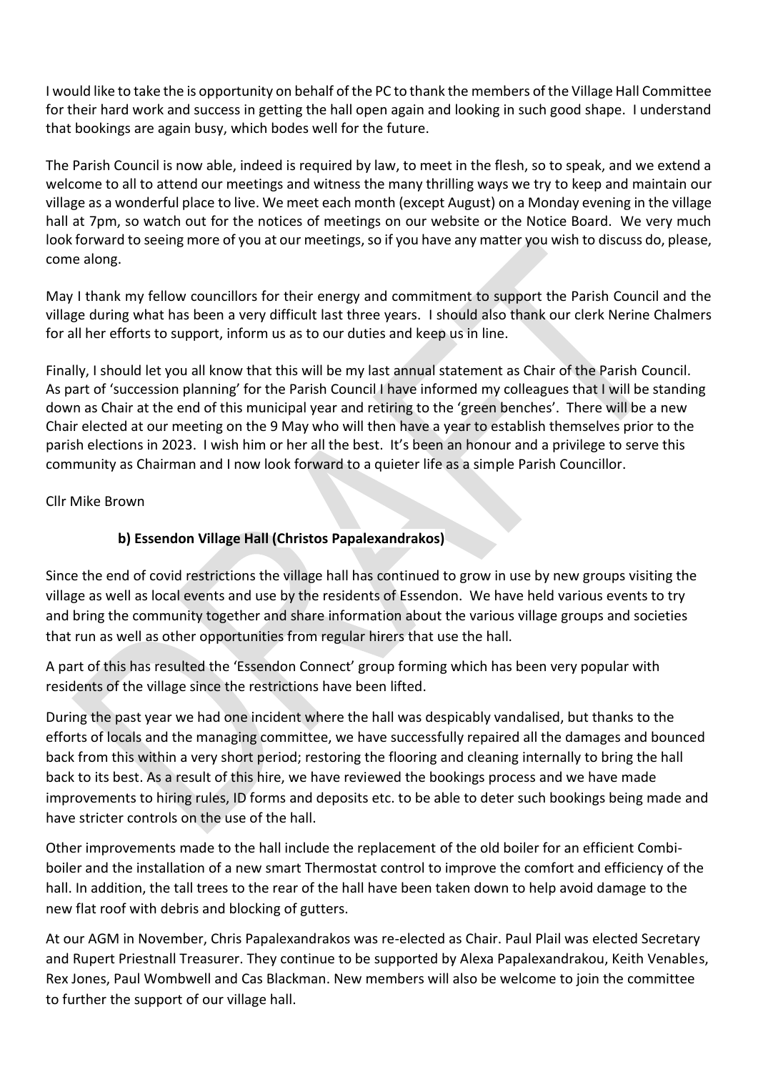I would like to take the is opportunity on behalf of the PC to thank the members of the Village Hall Committee for their hard work and success in getting the hall open again and looking in such good shape. I understand that bookings are again busy, which bodes well for the future.

The Parish Council is now able, indeed is required by law, to meet in the flesh, so to speak, and we extend a welcome to all to attend our meetings and witness the many thrilling ways we try to keep and maintain our village as a wonderful place to live. We meet each month (except August) on a Monday evening in the village hall at 7pm, so watch out for the notices of meetings on our website or the Notice Board. We very much look forward to seeing more of you at our meetings, so if you have any matter you wish to discuss do, please, come along.

May I thank my fellow councillors for their energy and commitment to support the Parish Council and the village during what has been a very difficult last three years. I should also thank our clerk Nerine Chalmers for all her efforts to support, inform us as to our duties and keep us in line.

Finally, I should let you all know that this will be my last annual statement as Chair of the Parish Council. As part of 'succession planning' for the Parish Council I have informed my colleagues that I will be standing down as Chair at the end of this municipal year and retiring to the 'green benches'. There will be a new Chair elected at our meeting on the 9 May who will then have a year to establish themselves prior to the parish elections in 2023. I wish him or her all the best. It's been an honour and a privilege to serve this community as Chairman and I now look forward to a quieter life as a simple Parish Councillor.

Cllr Mike Brown

### b) Essendon Village Hall (Christos Papalexandrakos)

Since the end of covid restrictions the village hall has continued to grow in use by new groups visiting the village as well as local events and use by the residents of Essendon. We have held various events to try and bring the community together and share information about the various village groups and societies that run as well as other opportunities from regular hirers that use the hall.

A part of this has resulted the 'Essendon Connect' group forming which has been very popular with residents of the village since the restrictions have been lifted.

During the past year we had one incident where the hall was despicably vandalised, but thanks to the efforts of locals and the managing committee, we have successfully repaired all the damages and bounced back from this within a very short period; restoring the flooring and cleaning internally to bring the hall back to its best. As a result of this hire, we have reviewed the bookings process and we have made improvements to hiring rules, ID forms and deposits etc. to be able to deter such bookings being made and have stricter controls on the use of the hall.

Other improvements made to the hall include the replacement of the old boiler for an efficient Combi-boiler and the installation of a new smart Thermostat control to improve the comfort and efficiency of the hall. In addition, the tall trees to the rear of the hall have been taken down to help avoid damage to the new flat roof with debris and blocking of gutters.

At our AGM in November, Chris Papalexandrakos was re-elected as Chair. Paul Plail was elected Secretary and Rupert Priestnall Treasurer. They continue to be supported by Alexa Papalexandrakou, Keith Venables, Rex Jones, Paul Wombwell and Cas Blackman. New members will also be welcome to join the committee to further the support of our village hall.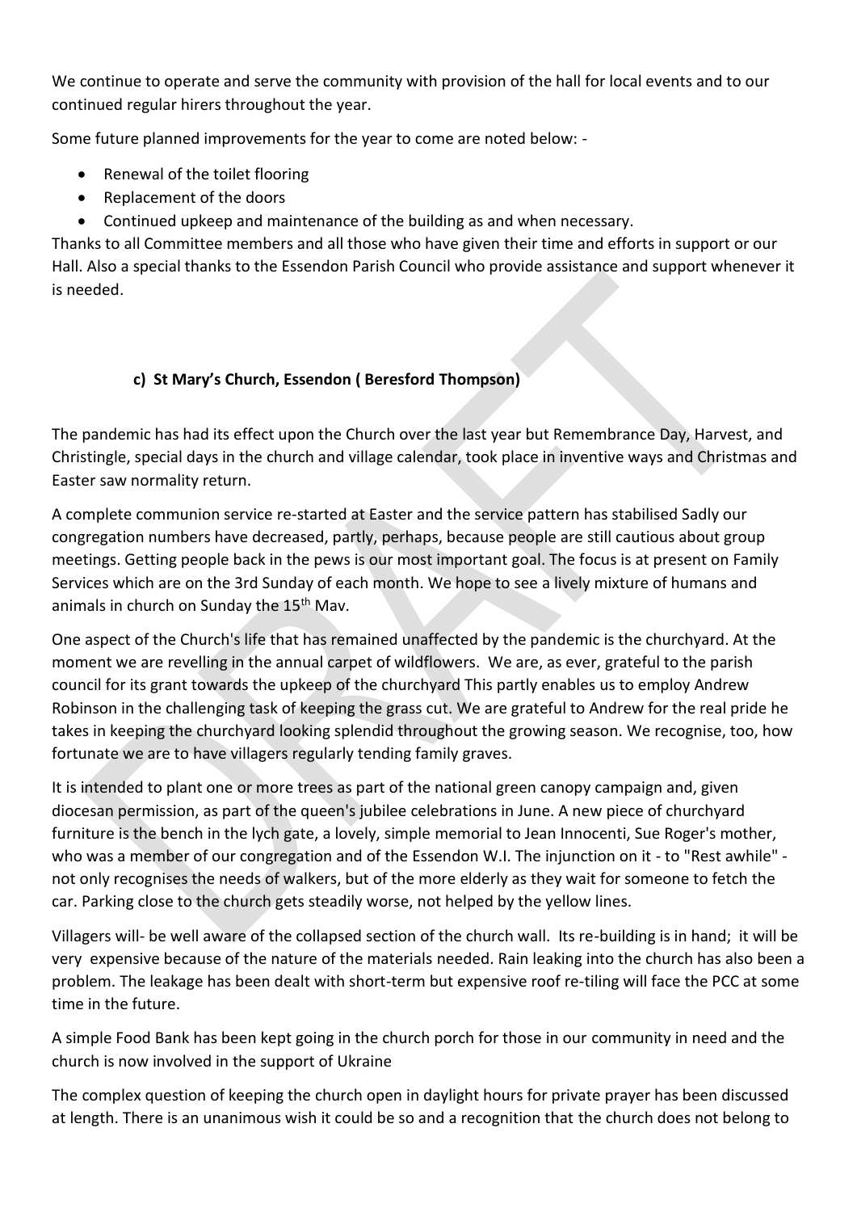We continue to operate and serve the community with provision of the hall for local events and to our continued regular hirers throughout the year.

Some future planned improvements for the year to come are noted below: -

- Renewal of the toilet flooring
- Replacement of the doors
- Continued upkeep and maintenance of the building as and when necessary.

Thanks to all Committee members and all those who have given their time and efforts in support or our Hall. Also a special thanks to the Essendon Parish Council who provide assistance and support whenever it is needed.

**c) St Mary's Church, Essendon ( Beresford Thompson)**

The pandemic has had its effect upon the Church over the last year but Remembrance Day, Harvest, and Christingle, special days in the church and village calendar, took place in inventive ways and Christmas and Easter saw normality return.

A complete communion service re-started at Easter and the service pattern has stabilised Sadly our congregation numbers have decreased, partly, perhaps, because people are still cautious about group meetings. Getting people back in the pews is our most important goal. The focus is at present on Family Services which are on the 3rd Sunday of each month. We hope to see a lively mixture of humans and animals in church on Sunday the 15th Mav.

One aspect of the Church's life that has remained unaffected by the pandemic is the churchyard. At the moment we are revelling in the annual carpet of wildflowers. We are, as ever, grateful to the parish council for its grant towards the upkeep of the churchyard This partly enables us to employ Andrew Robinson in the challenging task of keeping the grass cut. We are grateful to Andrew for the real pride he takes in keeping the churchyard looking splendid throughout the growing season. We recognise, too, how fortunate we are to have villagers regularly tending family graves.

It is intended to plant one or more trees as part of the national green canopy campaign and, given diocesan permission, as part of the queen's jubilee celebrations in June. A new piece of churchyard furniture is the bench in the lych gate, a lovely, simple memorial to Jean Innocenti, Sue Roger's mother, who was a member of our congregation and of the Essendon W.I. The injunction on it - to "Rest awhile" - not only recognises the needs of walkers, but of the more elderly as they wait for someone to fetch the car. Parking close to the church gets steadily worse, not helped by the yellow lines.

Villagers will- be well aware of the collapsed section of the church wall. Its re-building is in hand; it will be very expensive because of the nature of the materials needed. Rain leaking into the church has also been a problem. The leakage has been dealt with short-term but expensive roof re-tiling will face the PCC at some time in the future.

A simple Food Bank has been kept going in the church porch for those in our community in need and the church is now involved in the support of Ukraine

The complex question of keeping the church open in daylight hours for private prayer has been discussed at length. There is an unanimous wish it could be so and a recognition that the church does not belong to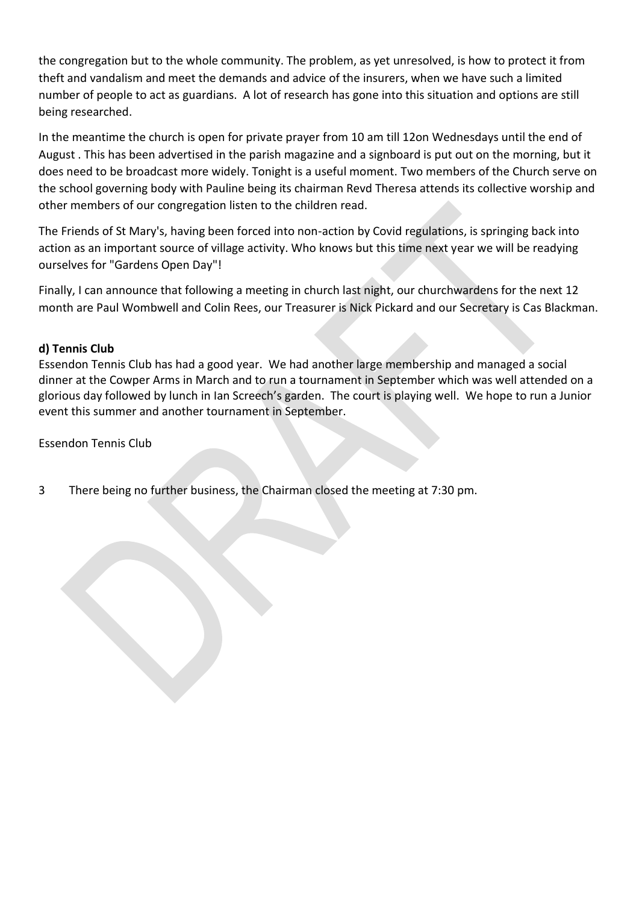the congregation but to the whole community. The problem, as yet unresolved, is how to protect it from theft and vandalism and meet the demands and advice of the insurers, when we have such a limited number of people to act as guardians. A lot of research has gone into this situation and options are still being researched.

In the meantime the church is open for private prayer from 10 am till 12on Wednesdays until the end of August . This has been advertised in the parish magazine and a signboard is put out on the morning, but it does need to be broadcast more widely. Tonight is a useful moment. Two members of the Church serve on the school governing body with Pauline being its chairman Revd Theresa attends its collective worship and other members of our congregation listen to the children read.

The Friends of St Mary's, having been forced into non-action by Covid regulations, is springing back into action as an important source of village activity. Who knows but this time next year we will be readying ourselves for "Gardens Open Day"!

Finally, I can announce that following a meeting in church last night, our churchwardens for the next 12 month are Paul Wombwell and Colin Rees, our Treasurer is Nick Pickard and our Secretary is Cas Blackman.

**d) Tennis Club**

Essendon Tennis Club has had a good year. We had another large membership and managed a social dinner at the Cowper Arms in March and to run a tournament in September which was well attended on a glorious day followed by lunch in Ian Screech's garden. The court is playing well. We hope to run a Junior event this summer and another tournament in September.

Essendon Tennis Club

3 There being no further business, the Chairman closed the meeting at 7:30 pm.